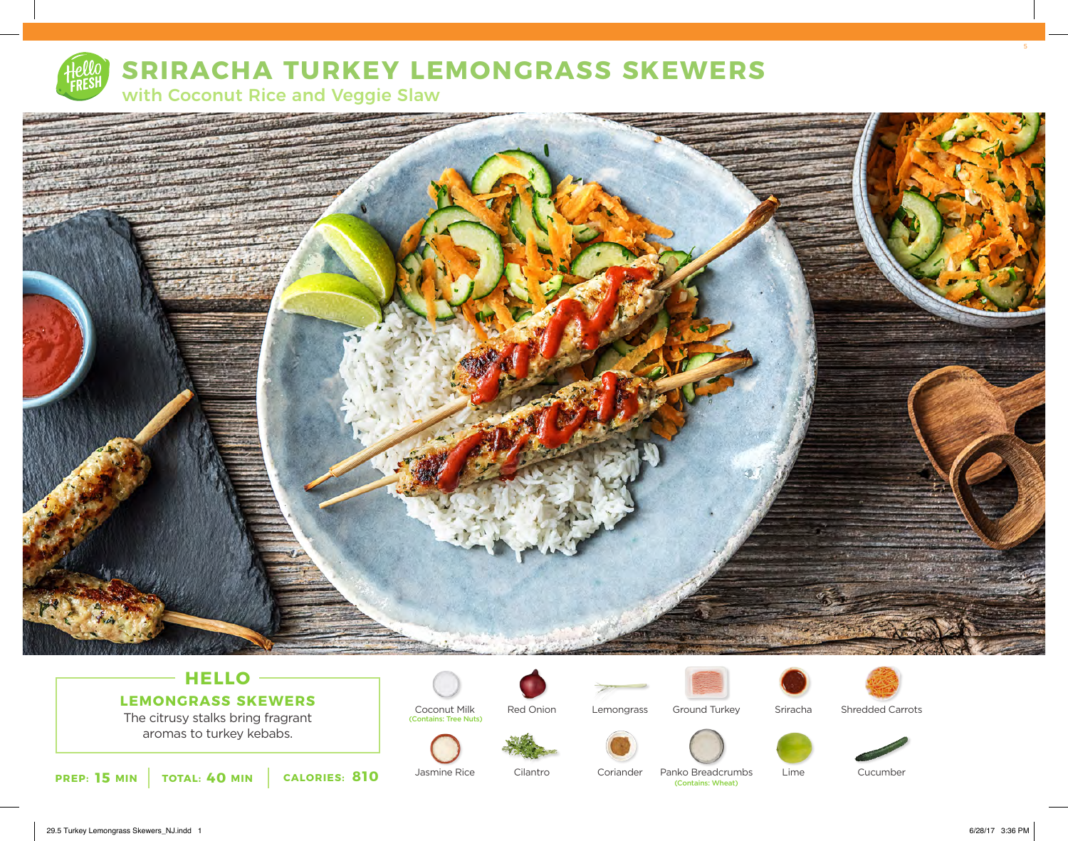# SRIRACHA TURKEY LEMONGRASS SKEWERS

## with Coconut Rice and Veggie Slaw

## HELLO

### LEMONGRASS SKEWERS

The citrusy stalks bring fragrant aromas to turkey kebabs.

**PREP:** 15 MIN | **TOTAL:** 40 MIN | **CALORIES:** 810

- Coconut Milk (Contains: Tree Nuts)
- Red Onion
- Lemongrass
- Ground Turkey
- Sriracha
- Shredded Carrots
- Jasmine Rice
- Cilantro
- Coriander
- Panko Breadcrumbs (Contains: Wheat)
- Lime
- Cucumber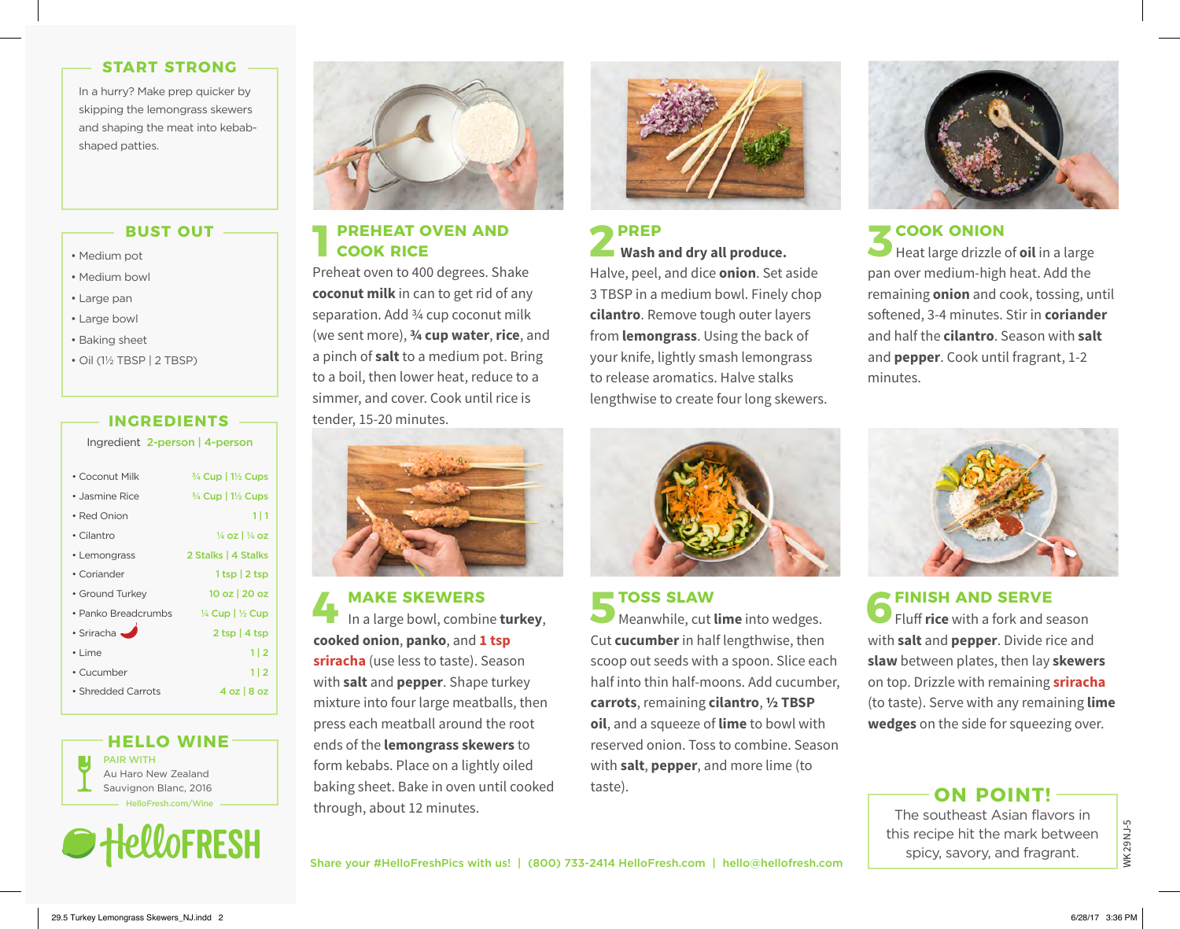## START STRONG

In a hurry? Make prep quicker by skipping the lemongrass skewers and shaping the meat into kebab-shaped patties.

## BUST OUT

- Medium pot
- Medium bowl
- Large pan
- Large bowl
- Baking sheet
- Oil (1½ TBSP | 2 TBSP)

## INGREDIENTS

| Ingredient | 2-person \| 4-person |
|---|---|
| Coconut Milk | ¾ Cup \| 1½ Cups |
| Jasmine Rice | ¾ Cup \| 1½ Cups |
| Red Onion | 1 \| 1 |
| Cilantro | ¼ oz \| ¼ oz |
| Lemongrass | 2 Stalks \| 4 Stalks |
| Coriander | 1 tsp \| 2 tsp |
| Ground Turkey | 10 oz \| 20 oz |
| Panko Breadcrumbs | ¼ Cup \| ½ Cup |
| Sriracha | 2 tsp \| 4 tsp |
| Lime | 1 \| 2 |
| Cucumber | 1 \| 2 |
| Shredded Carrots | 4 oz \| 8 oz |

## HELLO WINE

PAIR WITH
Au Haro New Zealand Sauvignon Blanc, 2016

HelloFresh.com/Wine

HelloFRESH

## 1 PREHEAT OVEN AND COOK RICE

Preheat oven to 400 degrees. Shake **coconut milk** in can to get rid of any separation. Add ¾ cup coconut milk (we sent more), **¾ cup water**, **rice**, and a pinch of **salt** to a medium pot. Bring to a boil, then lower heat, reduce to a simmer, and cover. Cook until rice is tender, 15-20 minutes.

## 2 PREP

**Wash and dry all produce.** Halve, peel, and dice **onion**. Set aside 3 TBSP in a medium bowl. Finely chop **cilantro**. Remove tough outer layers from **lemongrass**. Using the back of your knife, lightly smash lemongrass to release aromatics. Halve stalks lengthwise to create four long skewers.

## 3 COOK ONION

Heat large drizzle of **oil** in a large pan over medium-high heat. Add the remaining **onion** and cook, tossing, until softened, 3-4 minutes. Stir in **coriander** and half the **cilantro**. Season with **salt** and **pepper**. Cook until fragrant, 1-2 minutes.

## 4 MAKE SKEWERS

In a large bowl, combine **turkey**, **cooked onion**, **panko**, and **1 tsp sriracha** (use less to taste). Season with **salt** and **pepper**. Shape turkey mixture into four large meatballs, then press each meatball around the root ends of the **lemongrass skewers** to form kebabs. Place on a lightly oiled baking sheet. Bake in oven until cooked through, about 12 minutes.

## 5 TOSS SLAW

Meanwhile, cut **lime** into wedges. Cut **cucumber** in half lengthwise, then scoop out seeds with a spoon. Slice each half into thin half-moons. Add cucumber, **carrots**, remaining **cilantro**, **½ TBSP oil**, and a squeeze of **lime** to bowl with reserved onion. Toss to combine. Season with **salt**, **pepper**, and more lime (to taste).

## 6 FINISH AND SERVE

Fluff **rice** with a fork and season with **salt** and **pepper**. Divide rice and **slaw** between plates, then lay **skewers** on top. Drizzle with remaining **sriracha** (to taste). Serve with any remaining **lime wedges** on the side for squeezing over.

## ON POINT!

The southeast Asian flavors in this recipe hit the mark between spicy, savory, and fragrant.

WK29NJ-5

Share your #HelloFreshPics with us! | (800) 733-2414 HelloFresh.com | hello@hellofresh.com